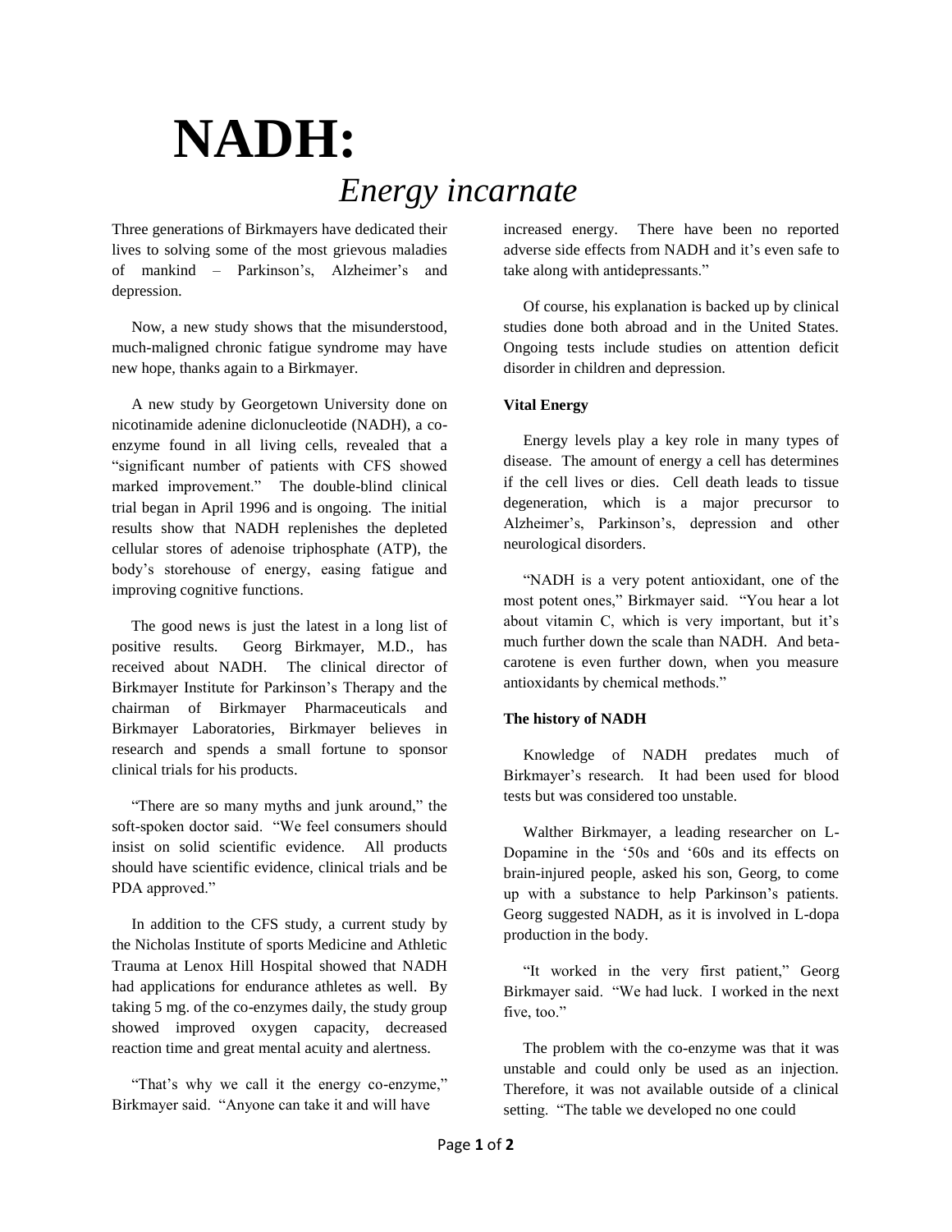# NADH:

## *Energy incarnate*

Three generations of Birkmayers have dedicated their lives to solving some of the most grievous maladies of mankind – Parkinson's, Alzheimer's and depression.

Now, a new study shows that the misunderstood, much-maligned chronic fatigue syndrome may have new hope, thanks again to a Birkmayer.

A new study by Georgetown University done on nicotinamide adenine diclonucleotide (NADH), a co-enzyme found in all living cells, revealed that a "significant number of patients with CFS showed marked improvement." The double-blind clinical trial began in April 1996 and is ongoing. The initial results show that NADH replenishes the depleted cellular stores of adenoise triphosphate (ATP), the body's storehouse of energy, easing fatigue and improving cognitive functions.

The good news is just the latest in a long list of positive results. Georg Birkmayer, M.D., has received about NADH. The clinical director of Birkmayer Institute for Parkinson's Therapy and the chairman of Birkmayer Pharmaceuticals and Birkmayer Laboratories, Birkmayer believes in research and spends a small fortune to sponsor clinical trials for his products.

"There are so many myths and junk around," the soft-spoken doctor said. "We feel consumers should insist on solid scientific evidence. All products should have scientific evidence, clinical trials and be PDA approved."

In addition to the CFS study, a current study by the Nicholas Institute of sports Medicine and Athletic Trauma at Lenox Hill Hospital showed that NADH had applications for endurance athletes as well. By taking 5 mg. of the co-enzymes daily, the study group showed improved oxygen capacity, decreased reaction time and great mental acuity and alertness.

"That's why we call it the energy co-enzyme," Birkmayer said. "Anyone can take it and will have increased energy. There have been no reported adverse side effects from NADH and it's even safe to take along with antidepressants."

Of course, his explanation is backed up by clinical studies done both abroad and in the United States. Ongoing tests include studies on attention deficit disorder in children and depression.

**Vital Energy**

Energy levels play a key role in many types of disease. The amount of energy a cell has determines if the cell lives or dies. Cell death leads to tissue degeneration, which is a major precursor to Alzheimer's, Parkinson's, depression and other neurological disorders.

"NADH is a very potent antioxidant, one of the most potent ones," Birkmayer said. "You hear a lot about vitamin C, which is very important, but it's much further down the scale than NADH. And beta-carotene is even further down, when you measure antioxidants by chemical methods."

**The history of NADH**

Knowledge of NADH predates much of Birkmayer's research. It had been used for blood tests but was considered too unstable.

Walther Birkmayer, a leading researcher on L-Dopamine in the '50s and '60s and its effects on brain-injured people, asked his son, Georg, to come up with a substance to help Parkinson's patients. Georg suggested NADH, as it is involved in L-dopa production in the body.

"It worked in the very first patient," Georg Birkmayer said. "We had luck. I worked in the next five, too."

The problem with the co-enzyme was that it was unstable and could only be used as an injection. Therefore, it was not available outside of a clinical setting. "The table we developed no one could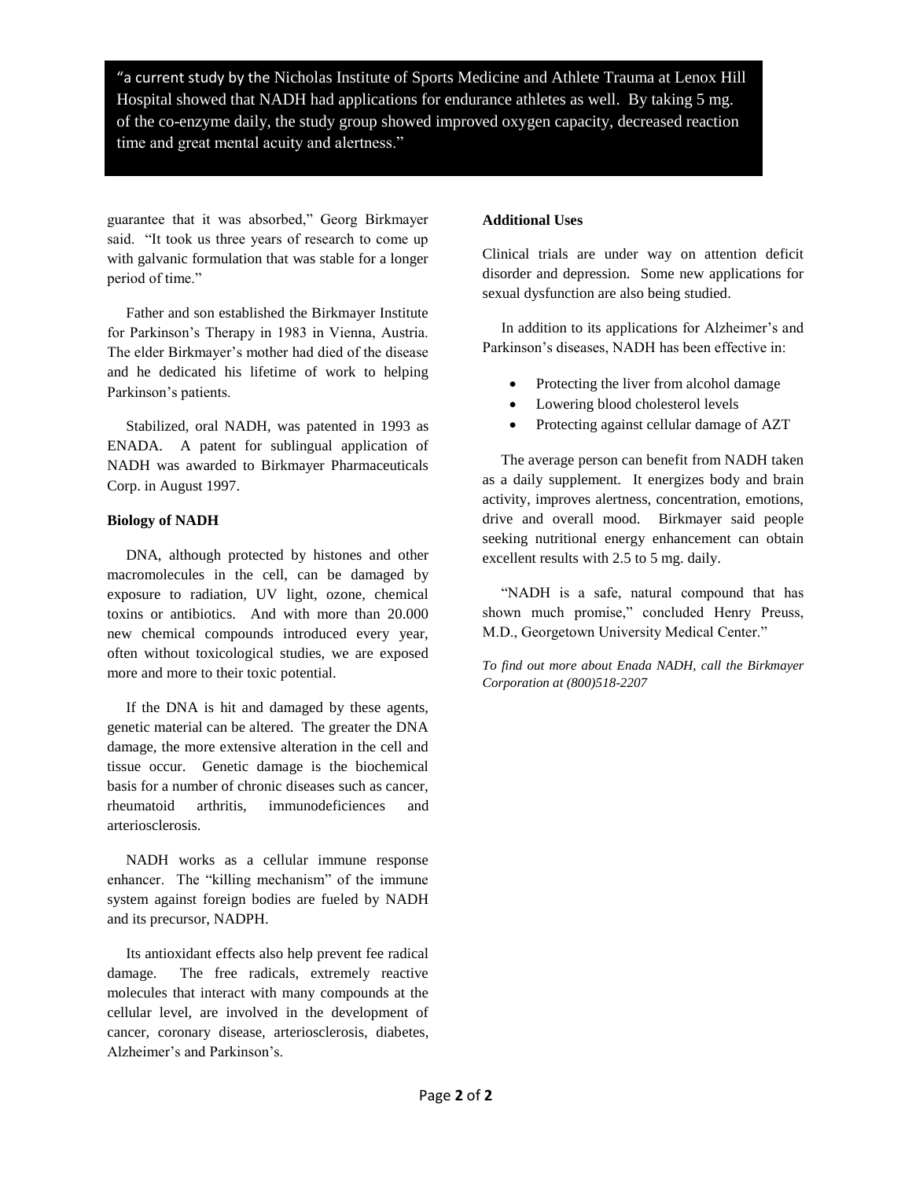"a current study by the Nicholas Institute of Sports Medicine and Athlete Trauma at Lenox Hill Hospital showed that NADH had applications for endurance athletes as well. By taking 5 mg. of the co-enzyme daily, the study group showed improved oxygen capacity, decreased reaction time and great mental acuity and alertness."

guarantee that it was absorbed," Georg Birkmayer said. "It took us three years of research to come up with galvanic formulation that was stable for a longer period of time."

Father and son established the Birkmayer Institute for Parkinson's Therapy in 1983 in Vienna, Austria. The elder Birkmayer's mother had died of the disease and he dedicated his lifetime of work to helping Parkinson's patients.

Stabilized, oral NADH, was patented in 1993 as ENADA. A patent for sublingual application of NADH was awarded to Birkmayer Pharmaceuticals Corp. in August 1997.

**Biology of NADH**

DNA, although protected by histones and other macromolecules in the cell, can be damaged by exposure to radiation, UV light, ozone, chemical toxins or antibiotics. And with more than 20.000 new chemical compounds introduced every year, often without toxicological studies, we are exposed more and more to their toxic potential.

If the DNA is hit and damaged by these agents, genetic material can be altered. The greater the DNA damage, the more extensive alteration in the cell and tissue occur. Genetic damage is the biochemical basis for a number of chronic diseases such as cancer, rheumatoid arthritis, immunodeficiences and arteriosclerosis.

NADH works as a cellular immune response enhancer. The "killing mechanism" of the immune system against foreign bodies are fueled by NADH and its precursor, NADPH.

Its antioxidant effects also help prevent fee radical damage. The free radicals, extremely reactive molecules that interact with many compounds at the cellular level, are involved in the development of cancer, coronary disease, arteriosclerosis, diabetes, Alzheimer's and Parkinson's.

**Additional Uses**

Clinical trials are under way on attention deficit disorder and depression. Some new applications for sexual dysfunction are also being studied.

In addition to its applications for Alzheimer's and Parkinson's diseases, NADH has been effective in:

- Protecting the liver from alcohol damage
- Lowering blood cholesterol levels
- Protecting against cellular damage of AZT

The average person can benefit from NADH taken as a daily supplement. It energizes body and brain activity, improves alertness, concentration, emotions, drive and overall mood. Birkmayer said people seeking nutritional energy enhancement can obtain excellent results with 2.5 to 5 mg. daily.

"NADH is a safe, natural compound that has shown much promise," concluded Henry Preuss, M.D., Georgetown University Medical Center."

*To find out more about Enada NADH, call the Birkmayer Corporation at (800)518-2207*